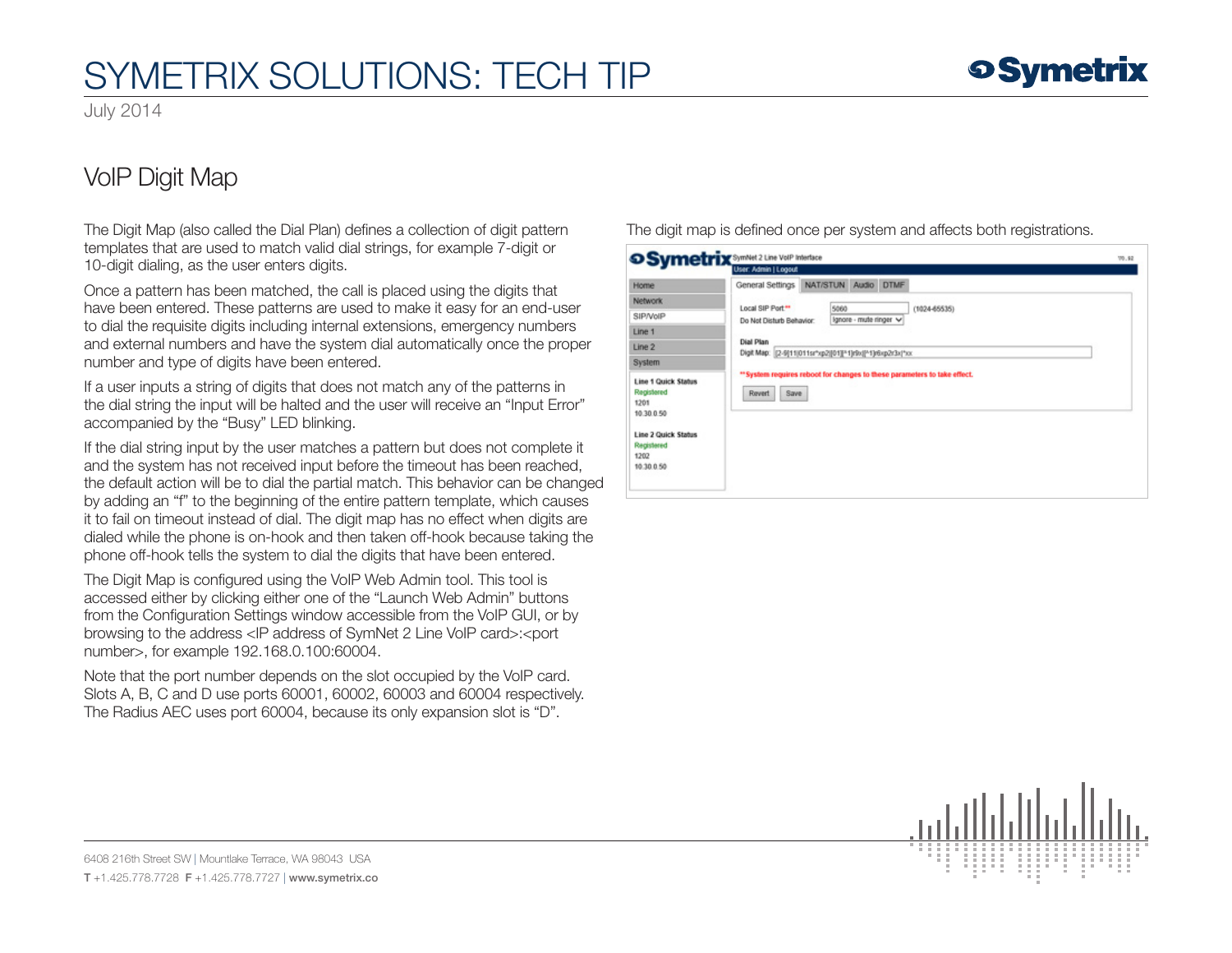# SYMETRIX SOLUTIONS: TECH TIP

July 2014

## VoIP Digit Map

The Digit Map (also called the Dial Plan) defines a collection of digit pattern templates that are used to match valid dial strings, for example 7-digit or 10-digit dialing, as the user enters digits.

Once a pattern has been matched, the call is placed using the digits that have been entered. These patterns are used to make it easy for an end-user to dial the requisite digits including internal extensions, emergency numbers and external numbers and have the system dial automatically once the proper number and type of digits have been entered.

If a user inputs a string of digits that does not match any of the patterns in the dial string the input will be halted and the user will receive an "Input Error" accompanied by the "Busy" LED blinking.

If the dial string input by the user matches a pattern but does not complete it and the system has not received input before the timeout has been reached, the default action will be to dial the partial match. This behavior can be changed by adding an "f" to the beginning of the entire pattern template, which causes it to fail on timeout instead of dial. The digit map has no effect when digits are dialed while the phone is on-hook and then taken off-hook because taking the phone off-hook tells the system to dial the digits that have been entered.

The Digit Map is configured using the VoIP Web Admin tool. This tool is accessed either by clicking either one of the "Launch Web Admin" buttons from the Configuration Settings window accessible from the VoIP GUI, or by browsing to the address <IP address of SymNet 2 Line VoIP card>:<port number>, for example 192.168.0.100:60004.

Note that the port number depends on the slot occupied by the VoIP card. Slots A, B, C and D use ports 60001, 60002, 60003 and 60004 respectively. The Radius AEC uses port 60004, because its only expansion slot is "D".

The digit map is defined once per system and affects both registrations.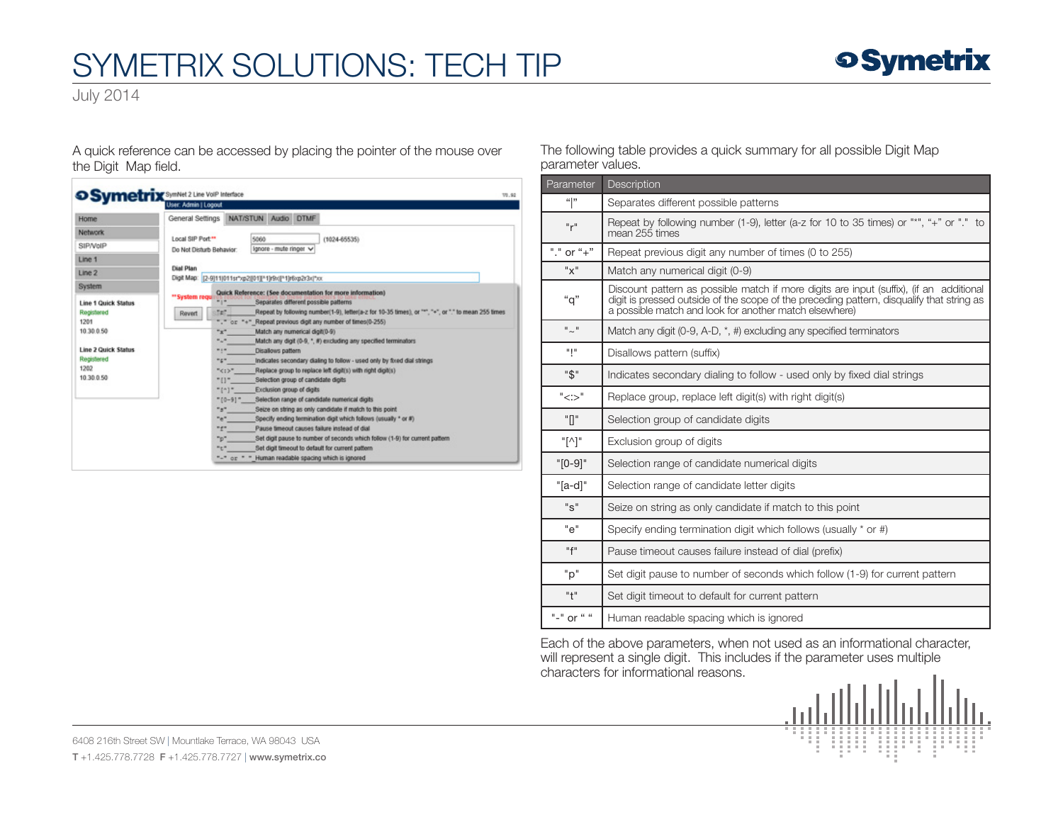A quick reference can be accessed by placing the pointer of the mouse over the Digit Map field.

The following table provides a quick summary for all possible Digit Map parameter values.

| Parameter | Description |
|---|---|
| "\|" | Separates different possible patterns |
| "r" | Repeat by following number (1-9), letter (a-z for 10 to 35 times) or "*", "+" or "." to mean 255 times |
| "." or "+" | Repeat previous digit any number of times (0 to 255) |
| "x" | Match any numerical digit (0-9) |
| "q" | Discount pattern as possible match if more digits are input (suffix), (if an additional digit is pressed outside of the scope of the preceding pattern, disqualify that string as a possible match and look for another match elsewhere) |
| "~" | Match any digit (0-9, A-D, *, #) excluding any specified terminators |
| "!" | Disallows pattern (suffix) |
| "$" | Indicates secondary dialing to follow - used only by fixed dial strings |
| "<:>" | Replace group, replace left digit(s) with right digit(s) |
| "[]" | Selection group of candidate digits |
| "[^]" | Exclusion group of digits |
| "[0-9]" | Selection range of candidate numerical digits |
| "[a-d]" | Selection range of candidate letter digits |
| "s" | Seize on string as only candidate if match to this point |
| "e" | Specify ending termination digit which follows (usually * or #) |
| "f" | Pause timeout causes failure instead of dial (prefix) |
| "p" | Set digit pause to number of seconds which follow (1-9) for current pattern |
| "t" | Set digit timeout to default for current pattern |
| "-" or " " | Human readable spacing which is ignored |

Each of the above parameters, when not used as an informational character, will represent a single digit. This includes if the parameter uses multiple characters for informational reasons.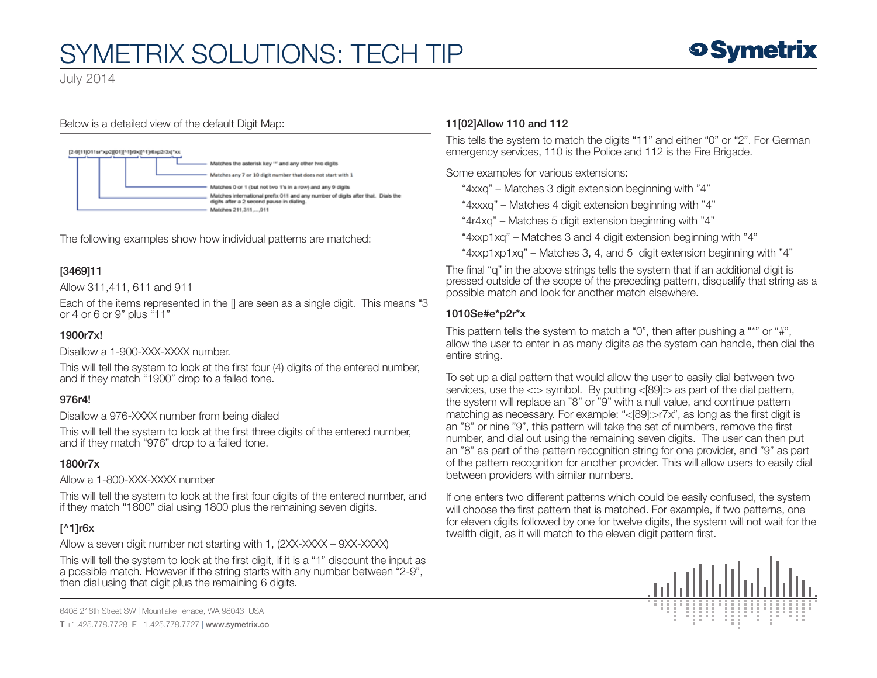Below is a detailed view of the default Digit Map:

[2-9]11|011sr*xp2|[01][^1]r9x|[^1]r6xp2r3x|*xx

- Matches the asterisk key "*" and any other two digits
- Matches any 7 or 10 digit number that does not start with 1
- Matches 0 or 1 (but not two 1's in a row) and any 9 digits
- Matches international prefix 011 and any number of digits after that. Dials the digits after a 2 second pause in dialing.
- Matches 211,311,...,911

The following examples show how individual patterns are matched:

### [3469]11

Allow 311,411, 611 and 911

Each of the items represented in the [] are seen as a single digit. This means "3 or 4 or 6 or 9" plus "11"

### 1900r7x!

Disallow a 1-900-XXX-XXXX number.

This will tell the system to look at the first four (4) digits of the entered number, and if they match "1900" drop to a failed tone.

### 976r4!

Disallow a 976-XXXX number from being dialed

This will tell the system to look at the first three digits of the entered number, and if they match "976" drop to a failed tone.

### 1800r7x

Allow a 1-800-XXX-XXXX number

This will tell the system to look at the first four digits of the entered number, and if they match "1800" dial using 1800 plus the remaining seven digits.

### [^1]r6x

Allow a seven digit number not starting with 1, (2XX-XXXX – 9XX-XXXX)

This will tell the system to look at the first digit, if it is a "1" discount the input as a possible match. However if the string starts with any number between "2-9", then dial using that digit plus the remaining 6 digits.

### 11[02]Allow 110 and 112

This tells the system to match the digits "11" and either "0" or "2". For German emergency services, 110 is the Police and 112 is the Fire Brigade.

Some examples for various extensions:

"4xxq" – Matches 3 digit extension beginning with "4"

"4xxxq" – Matches 4 digit extension beginning with "4"

"4r4xq" – Matches 5 digit extension beginning with "4"

"4xxp1xq" – Matches 3 and 4 digit extension beginning with "4"

"4xxp1xp1xq" – Matches 3, 4, and 5 digit extension beginning with "4"

The final "q" in the above strings tells the system that if an additional digit is pressed outside of the scope of the preceding pattern, disqualify that string as a possible match and look for another match elsewhere.

### 1010Se#e*p2r*x

This pattern tells the system to match a "0", then after pushing a "*" or "#", allow the user to enter in as many digits as the system can handle, then dial the entire string.

To set up a dial pattern that would allow the user to easily dial between two services, use the <:> symbol. By putting <[89]:> as part of the dial pattern, the system will replace an "8" or "9" with a null value, and continue pattern matching as necessary. For example: "<[89]:>r7x", as long as the first digit is an "8" or nine "9", this pattern will take the set of numbers, remove the first number, and dial out using the remaining seven digits. The user can then put an "8" as part of the pattern recognition string for one provider, and "9" as part of the pattern recognition for another provider. This will allow users to easily dial between providers with similar numbers.

If one enters two different patterns which could be easily confused, the system will choose the first pattern that is matched. For example, if two patterns, one for eleven digits followed by one for twelve digits, the system will not wait for the twelfth digit, as it will match to the eleven digit pattern first.